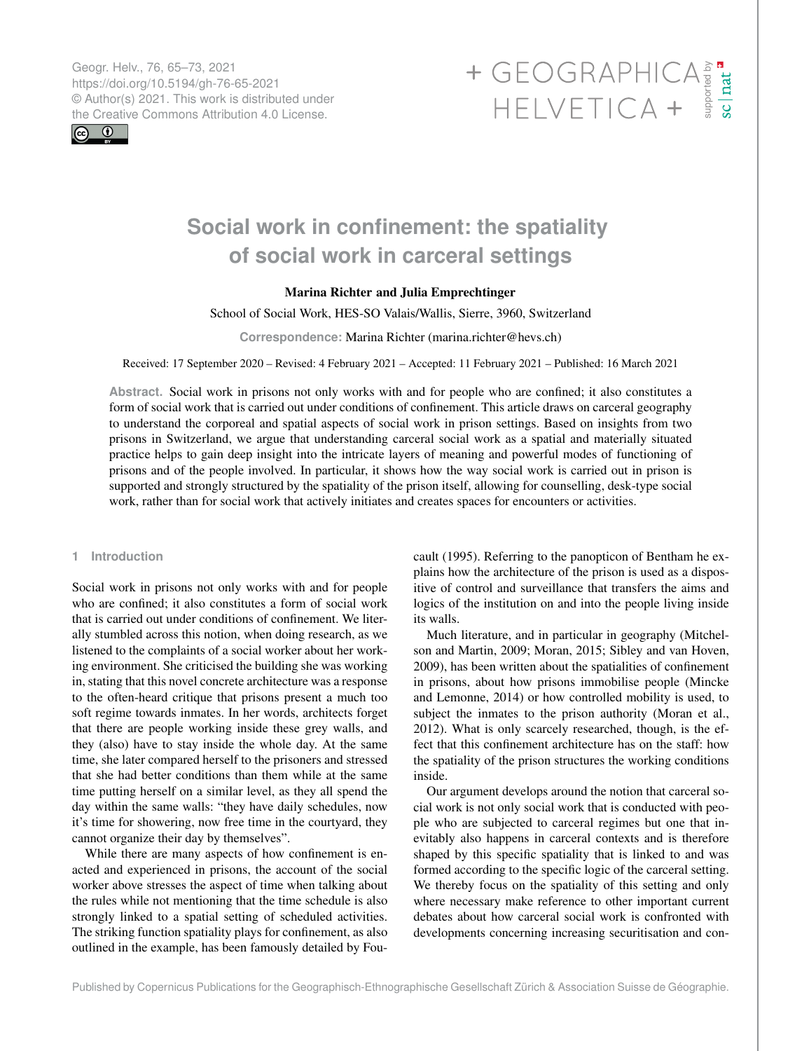# Social work in confinement: the spatiality of social work in carceral settings

**Marina Richter and Julia Emprechtinger**

School of Social Work, HES-SO Valais/Wallis, Sierre, 3960, Switzerland

**Correspondence:** Marina Richter (marina.richter@hevs.ch)

Received: 17 September 2020 – Revised: 4 February 2021 – Accepted: 11 February 2021 – Published: 16 March 2021

**Abstract.** Social work in prisons not only works with and for people who are confined; it also constitutes a form of social work that is carried out under conditions of confinement. This article draws on carceral geography to understand the corporeal and spatial aspects of social work in prison settings. Based on insights from two prisons in Switzerland, we argue that understanding carceral social work as a spatial and materially situated practice helps to gain deep insight into the intricate layers of meaning and powerful modes of functioning of prisons and of the people involved. In particular, it shows how the way social work is carried out in prison is supported and strongly structured by the spatiality of the prison itself, allowing for counselling, desk-type social work, rather than for social work that actively initiates and creates spaces for encounters or activities.

## 1 Introduction

Social work in prisons not only works with and for people who are confined; it also constitutes a form of social work that is carried out under conditions of confinement. We literally stumbled across this notion, when doing research, as we listened to the complaints of a social worker about her working environment. She criticised the building she was working in, stating that this novel concrete architecture was a response to the often-heard critique that prisons present a much too soft regime towards inmates. In her words, architects forget that there are people working inside these grey walls, and they (also) have to stay inside the whole day. At the same time, she later compared herself to the prisoners and stressed that she had better conditions than them while at the same time putting herself on a similar level, as they all spend the day within the same walls: "they have daily schedules, now it's time for showering, now free time in the courtyard, they cannot organize their day by themselves".

While there are many aspects of how confinement is enacted and experienced in prisons, the account of the social worker above stresses the aspect of time when talking about the rules while not mentioning that the time schedule is also strongly linked to a spatial setting of scheduled activities. The striking function spatiality plays for confinement, as also outlined in the example, has been famously detailed by Foucault (1995). Referring to the panopticon of Bentham he explains how the architecture of the prison is used as a dispositive of control and surveillance that transfers the aims and logics of the institution on and into the people living inside its walls.

Much literature, and in particular in geography (Mitchelson and Martin, 2009; Moran, 2015; Sibley and van Hoven, 2009), has been written about the spatialities of confinement in prisons, about how prisons immobilise people (Mincke and Lemonne, 2014) or how controlled mobility is used, to subject the inmates to the prison authority (Moran et al., 2012). What is only scarcely researched, though, is the effect that this confinement architecture has on the staff: how the spatiality of the prison structures the working conditions inside.

Our argument develops around the notion that carceral social work is not only social work that is conducted with people who are subjected to carceral regimes but one that inevitably also happens in carceral contexts and is therefore shaped by this specific spatiality that is linked to and was formed according to the specific logic of the carceral setting. We thereby focus on the spatiality of this setting and only where necessary make reference to other important current debates about how carceral social work is confronted with developments concerning increasing securitisation and con-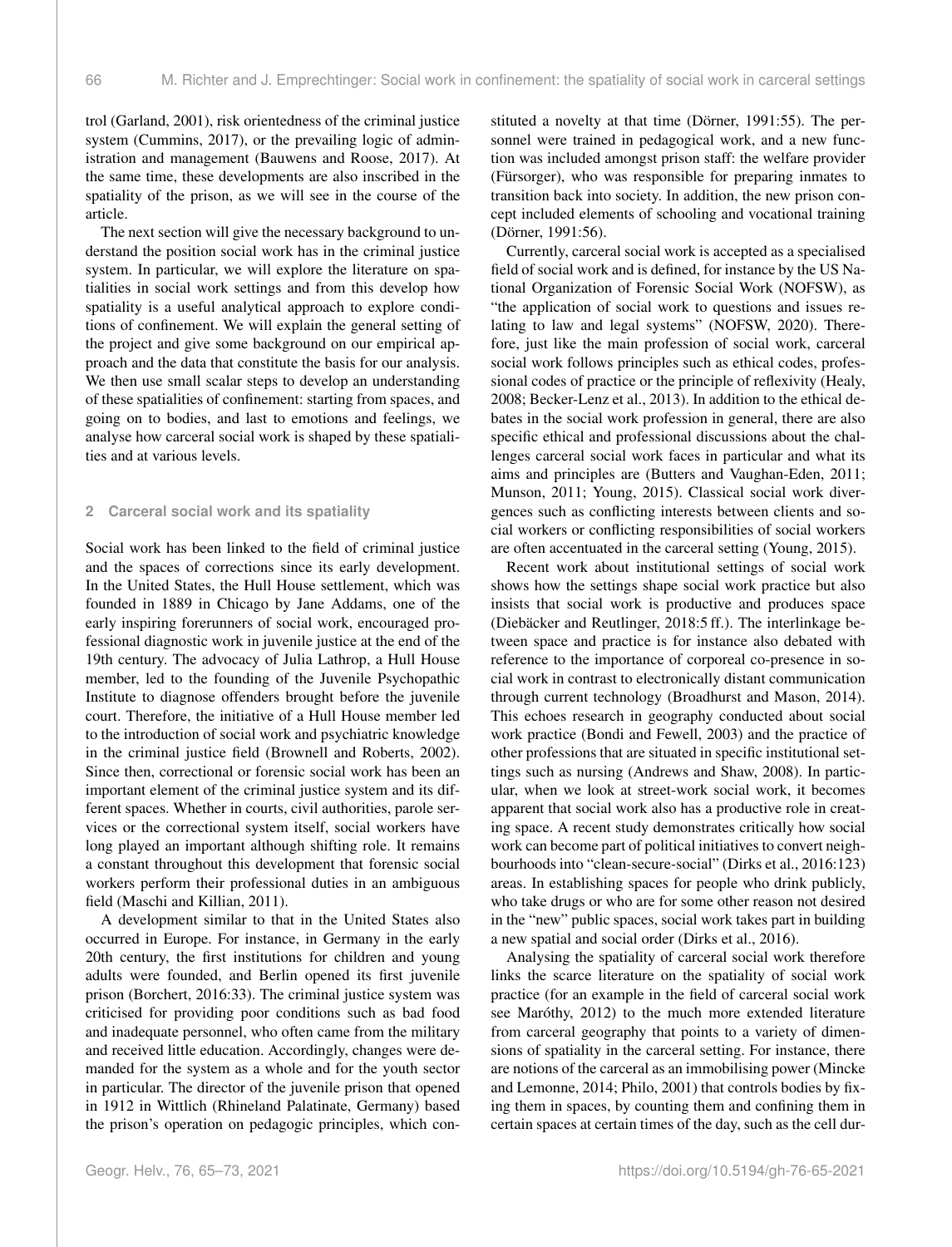trol (Garland, 2001), risk orientedness of the criminal justice system (Cummins, 2017), or the prevailing logic of administration and management (Bauwens and Roose, 2017). At the same time, these developments are also inscribed in the spatiality of the prison, as we will see in the course of the article.

The next section will give the necessary background to understand the position social work has in the criminal justice system. In particular, we will explore the literature on spatialities in social work settings and from this develop how spatiality is a useful analytical approach to explore conditions of confinement. We will explain the general setting of the project and give some background on our empirical approach and the data that constitute the basis for our analysis. We then use small scalar steps to develop an understanding of these spatialities of confinement: starting from spaces, and going on to bodies, and last to emotions and feelings, we analyse how carceral social work is shaped by these spatialities and at various levels.

## 2 Carceral social work and its spatiality

Social work has been linked to the field of criminal justice and the spaces of corrections since its early development. In the United States, the Hull House settlement, which was founded in 1889 in Chicago by Jane Addams, one of the early inspiring forerunners of social work, encouraged professional diagnostic work in juvenile justice at the end of the 19th century. The advocacy of Julia Lathrop, a Hull House member, led to the founding of the Juvenile Psychopathic Institute to diagnose offenders brought before the juvenile court. Therefore, the initiative of a Hull House member led to the introduction of social work and psychiatric knowledge in the criminal justice field (Brownell and Roberts, 2002). Since then, correctional or forensic social work has been an important element of the criminal justice system and its different spaces. Whether in courts, civil authorities, parole services or the correctional system itself, social workers have long played an important although shifting role. It remains a constant throughout this development that forensic social workers perform their professional duties in an ambiguous field (Maschi and Killian, 2011).

A development similar to that in the United States also occurred in Europe. For instance, in Germany in the early 20th century, the first institutions for children and young adults were founded, and Berlin opened its first juvenile prison (Borchert, 2016:33). The criminal justice system was criticised for providing poor conditions such as bad food and inadequate personnel, who often came from the military and received little education. Accordingly, changes were demanded for the system as a whole and for the youth sector in particular. The director of the juvenile prison that opened in 1912 in Wittlich (Rhineland Palatinate, Germany) based the prison's operation on pedagogic principles, which constituted a novelty at that time (Dörner, 1991:55). The personnel were trained in pedagogical work, and a new function was included amongst prison staff: the welfare provider (Fürsorger), who was responsible for preparing inmates to transition back into society. In addition, the new prison concept included elements of schooling and vocational training (Dörner, 1991:56).

Currently, carceral social work is accepted as a specialised field of social work and is defined, for instance by the US National Organization of Forensic Social Work (NOFSW), as "the application of social work to questions and issues relating to law and legal systems" (NOFSW, 2020). Therefore, just like the main profession of social work, carceral social work follows principles such as ethical codes, professional codes of practice or the principle of reflexivity (Healy, 2008; Becker-Lenz et al., 2013). In addition to the ethical debates in the social work profession in general, there are also specific ethical and professional discussions about the challenges carceral social work faces in particular and what its aims and principles are (Butters and Vaughan-Eden, 2011; Munson, 2011; Young, 2015). Classical social work divergences such as conflicting interests between clients and social workers or conflicting responsibilities of social workers are often accentuated in the carceral setting (Young, 2015).

Recent work about institutional settings of social work shows how the settings shape social work practice but also insists that social work is productive and produces space (Diebäcker and Reutlinger, 2018:5 ff.). The interlinkage between space and practice is for instance also debated with reference to the importance of corporeal co-presence in social work in contrast to electronically distant communication through current technology (Broadhurst and Mason, 2014). This echoes research in geography conducted about social work practice (Bondi and Fewell, 2003) and the practice of other professions that are situated in specific institutional settings such as nursing (Andrews and Shaw, 2008). In particular, when we look at street-work social work, it becomes apparent that social work also has a productive role in creating space. A recent study demonstrates critically how social work can become part of political initiatives to convert neighbourhoods into "clean-secure-social" (Dirks et al., 2016:123) areas. In establishing spaces for people who drink publicly, who take drugs or who are for some other reason not desired in the "new" public spaces, social work takes part in building a new spatial and social order (Dirks et al., 2016).

Analysing the spatiality of carceral social work therefore links the scarce literature on the spatiality of social work practice (for an example in the field of carceral social work see Maróthy, 2012) to the much more extended literature from carceral geography that points to a variety of dimensions of spatiality in the carceral setting. For instance, there are notions of the carceral as an immobilising power (Mincke and Lemonne, 2014; Philo, 2001) that controls bodies by fixing them in spaces, by counting them and confining them in certain spaces at certain times of the day, such as the cell dur-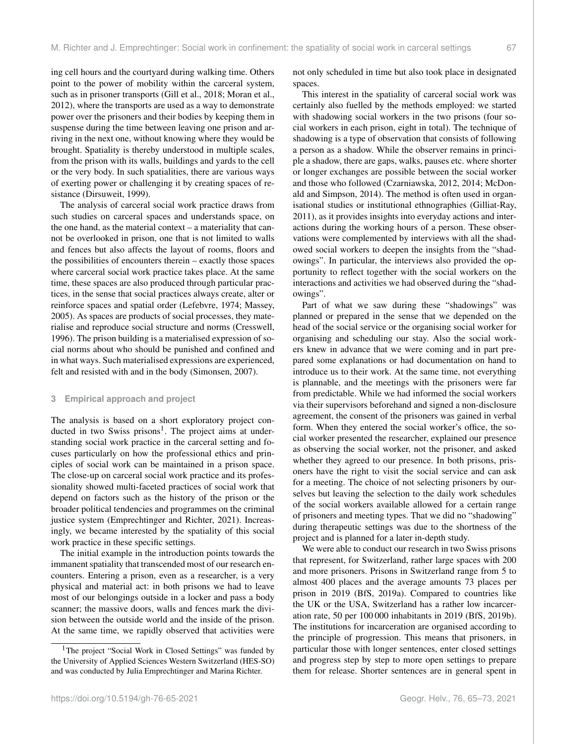ing cell hours and the courtyard during walking time. Others point to the power of mobility within the carceral system, such as in prisoner transports (Gill et al., 2018; Moran et al., 2012), where the transports are used as a way to demonstrate power over the prisoners and their bodies by keeping them in suspense during the time between leaving one prison and arriving in the next one, without knowing where they would be brought. Spatiality is thereby understood in multiple scales, from the prison with its walls, buildings and yards to the cell or the very body. In such spatialities, there are various ways of exerting power or challenging it by creating spaces of resistance (Dirsuweit, 1999).

The analysis of carceral social work practice draws from such studies on carceral spaces and understands space, on the one hand, as the material context – a materiality that cannot be overlooked in prison, one that is not limited to walls and fences but also affects the layout of rooms, floors and the possibilities of encounters therein – exactly those spaces where carceral social work practice takes place. At the same time, these spaces are also produced through particular practices, in the sense that social practices always create, alter or reinforce spaces and spatial order (Lefebvre, 1974; Massey, 2005). As spaces are products of social processes, they materialise and reproduce social structure and norms (Cresswell, 1996). The prison building is a materialised expression of social norms about who should be punished and confined and in what ways. Such materialised expressions are experienced, felt and resisted with and in the body (Simonsen, 2007).

## 3 Empirical approach and project

The analysis is based on a short exploratory project conducted in two Swiss prisons[1]. The project aims at understanding social work practice in the carceral setting and focuses particularly on how the professional ethics and principles of social work can be maintained in a prison space. The close-up on carceral social work practice and its professionality showed multi-faceted practices of social work that depend on factors such as the history of the prison or the broader political tendencies and programmes on the criminal justice system (Emprechtinger and Richter, 2021). Increasingly, we became interested by the spatiality of this social work practice in these specific settings.

The initial example in the introduction points towards the immanent spatiality that transcended most of our research encounters. Entering a prison, even as a researcher, is a very physical and material act: in both prisons we had to leave most of our belongings outside in a locker and pass a body scanner; the massive doors, walls and fences mark the division between the outside world and the inside of the prison. At the same time, we rapidly observed that activities were not only scheduled in time but also took place in designated spaces.

This interest in the spatiality of carceral social work was certainly also fuelled by the methods employed: we started with shadowing social workers in the two prisons (four social workers in each prison, eight in total). The technique of shadowing is a type of observation that consists of following a person as a shadow. While the observer remains in principle a shadow, there are gaps, walks, pauses etc. where shorter or longer exchanges are possible between the social worker and those who followed (Czarniawska, 2012, 2014; McDonald and Simpson, 2014). The method is often used in organisational studies or institutional ethnographies (Gilliat-Ray, 2011), as it provides insights into everyday actions and interactions during the working hours of a person. These observations were complemented by interviews with all the shadowed social workers to deepen the insights from the "shadowings". In particular, the interviews also provided the opportunity to reflect together with the social workers on the interactions and activities we had observed during the "shadowings".

Part of what we saw during these "shadowings" was planned or prepared in the sense that we depended on the head of the social service or the organising social worker for organising and scheduling our stay. Also the social workers knew in advance that we were coming and in part prepared some explanations or had documentation on hand to introduce us to their work. At the same time, not everything is plannable, and the meetings with the prisoners were far from predictable. While we had informed the social workers via their supervisors beforehand and signed a non-disclosure agreement, the consent of the prisoners was gained in verbal form. When they entered the social worker's office, the social worker presented the researcher, explained our presence as observing the social worker, not the prisoner, and asked whether they agreed to our presence. In both prisons, prisoners have the right to visit the social service and can ask for a meeting. The choice of not selecting prisoners by ourselves but leaving the selection to the daily work schedules of the social workers available allowed for a certain range of prisoners and meeting types. That we did no "shadowing" during therapeutic settings was due to the shortness of the project and is planned for a later in-depth study.

We were able to conduct our research in two Swiss prisons that represent, for Switzerland, rather large spaces with 200 and more prisoners. Prisons in Switzerland range from 5 to almost 400 places and the average amounts 73 places per prison in 2019 (BfS, 2019a). Compared to countries like the UK or the USA, Switzerland has a rather low incarceration rate, 50 per 100 000 inhabitants in 2019 (BfS, 2019b). The institutions for incarceration are organised according to the principle of progression. This means that prisoners, in particular those with longer sentences, enter closed settings and progress step by step to more open settings to prepare them for release. Shorter sentences are in general spent in

[1]The project "Social Work in Closed Settings" was funded by the University of Applied Sciences Western Switzerland (HES-SO) and was conducted by Julia Emprechtinger and Marina Richter.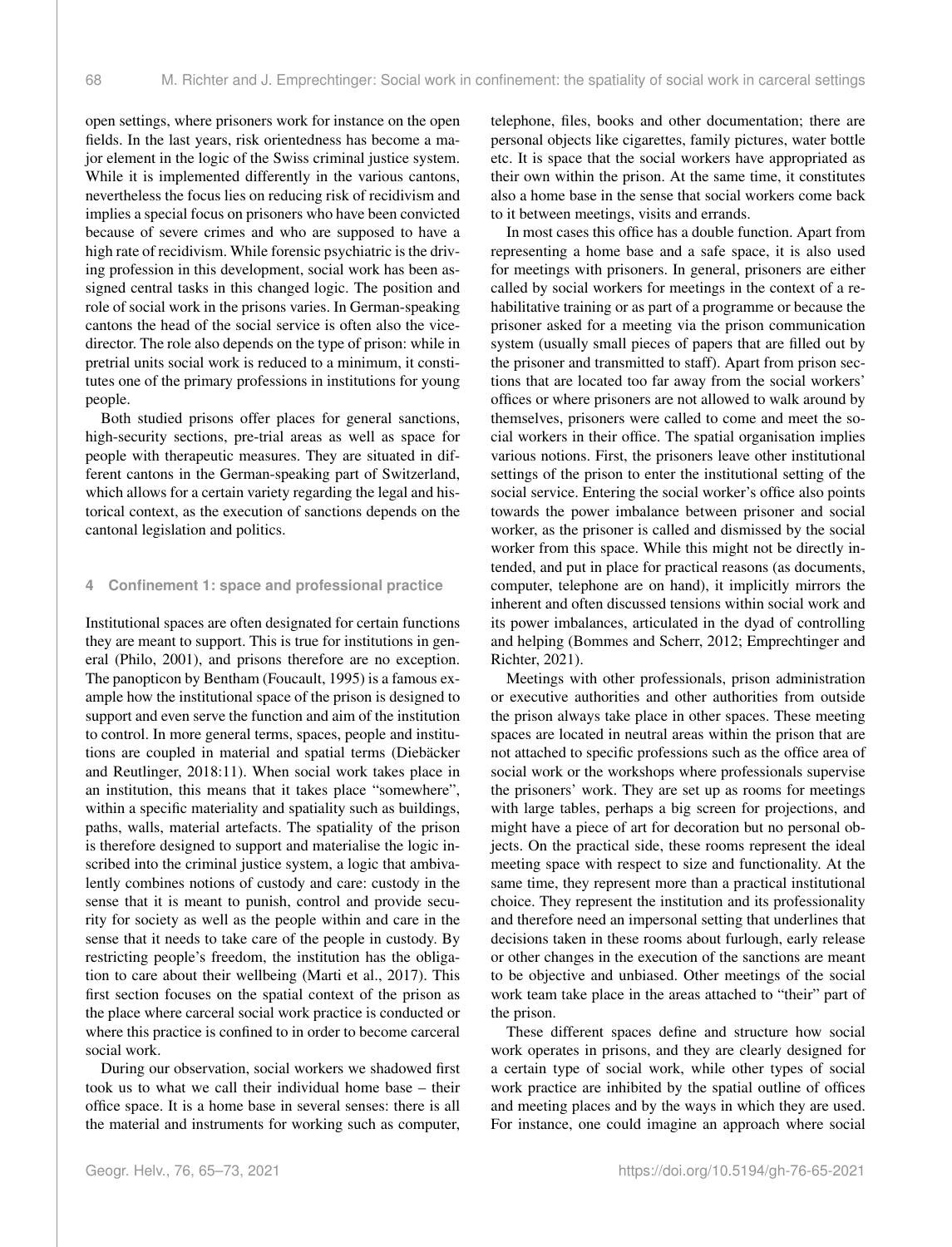open settings, where prisoners work for instance on the open fields. In the last years, risk orientedness has become a major element in the logic of the Swiss criminal justice system. While it is implemented differently in the various cantons, nevertheless the focus lies on reducing risk of recidivism and implies a special focus on prisoners who have been convicted because of severe crimes and who are supposed to have a high rate of recidivism. While forensic psychiatric is the driving profession in this development, social work has been assigned central tasks in this changed logic. The position and role of social work in the prisons varies. In German-speaking cantons the head of the social service is often also the vice-director. The role also depends on the type of prison: while in pretrial units social work is reduced to a minimum, it constitutes one of the primary professions in institutions for young people.

Both studied prisons offer places for general sanctions, high-security sections, pre-trial areas as well as space for people with therapeutic measures. They are situated in different cantons in the German-speaking part of Switzerland, which allows for a certain variety regarding the legal and historical context, as the execution of sanctions depends on the cantonal legislation and politics.

## 4 Confinement 1: space and professional practice

Institutional spaces are often designated for certain functions they are meant to support. This is true for institutions in general (Philo, 2001), and prisons therefore are no exception. The panopticon by Bentham (Foucault, 1995) is a famous example how the institutional space of the prison is designed to support and even serve the function and aim of the institution to control. In more general terms, spaces, people and institutions are coupled in material and spatial terms (Diebäcker and Reutlinger, 2018:11). When social work takes place in an institution, this means that it takes place "somewhere", within a specific materiality and spatiality such as buildings, paths, walls, material artefacts. The spatiality of the prison is therefore designed to support and materialise the logic inscribed into the criminal justice system, a logic that ambivalently combines notions of custody and care: custody in the sense that it is meant to punish, control and provide security for society as well as the people within and care in the sense that it needs to take care of the people in custody. By restricting people's freedom, the institution has the obligation to care about their wellbeing (Marti et al., 2017). This first section focuses on the spatial context of the prison as the place where carceral social work practice is conducted or where this practice is confined to in order to become carceral social work.

During our observation, social workers we shadowed first took us to what we call their individual home base – their office space. It is a home base in several senses: there is all the material and instruments for working such as computer, telephone, files, books and other documentation; there are personal objects like cigarettes, family pictures, water bottle etc. It is space that the social workers have appropriated as their own within the prison. At the same time, it constitutes also a home base in the sense that social workers come back to it between meetings, visits and errands.

In most cases this office has a double function. Apart from representing a home base and a safe space, it is also used for meetings with prisoners. In general, prisoners are either called by social workers for meetings in the context of a rehabilitative training or as part of a programme or because the prisoner asked for a meeting via the prison communication system (usually small pieces of papers that are filled out by the prisoner and transmitted to staff). Apart from prison sections that are located too far away from the social workers' offices or where prisoners are not allowed to walk around by themselves, prisoners were called to come and meet the social workers in their office. The spatial organisation implies various notions. First, the prisoners leave other institutional settings of the prison to enter the institutional setting of the social service. Entering the social worker's office also points towards the power imbalance between prisoner and social worker, as the prisoner is called and dismissed by the social worker from this space. While this might not be directly intended, and put in place for practical reasons (as documents, computer, telephone are on hand), it implicitly mirrors the inherent and often discussed tensions within social work and its power imbalances, articulated in the dyad of controlling and helping (Bommes and Scherr, 2012; Emprechtinger and Richter, 2021).

Meetings with other professionals, prison administration or executive authorities and other authorities from outside the prison always take place in other spaces. These meeting spaces are located in neutral areas within the prison that are not attached to specific professions such as the office area of social work or the workshops where professionals supervise the prisoners' work. They are set up as rooms for meetings with large tables, perhaps a big screen for projections, and might have a piece of art for decoration but no personal objects. On the practical side, these rooms represent the ideal meeting space with respect to size and functionality. At the same time, they represent more than a practical institutional choice. They represent the institution and its professionality and therefore need an impersonal setting that underlines that decisions taken in these rooms about furlough, early release or other changes in the execution of the sanctions are meant to be objective and unbiased. Other meetings of the social work team take place in the areas attached to "their" part of the prison.

These different spaces define and structure how social work operates in prisons, and they are clearly designed for a certain type of social work, while other types of social work practice are inhibited by the spatial outline of offices and meeting places and by the ways in which they are used. For instance, one could imagine an approach where social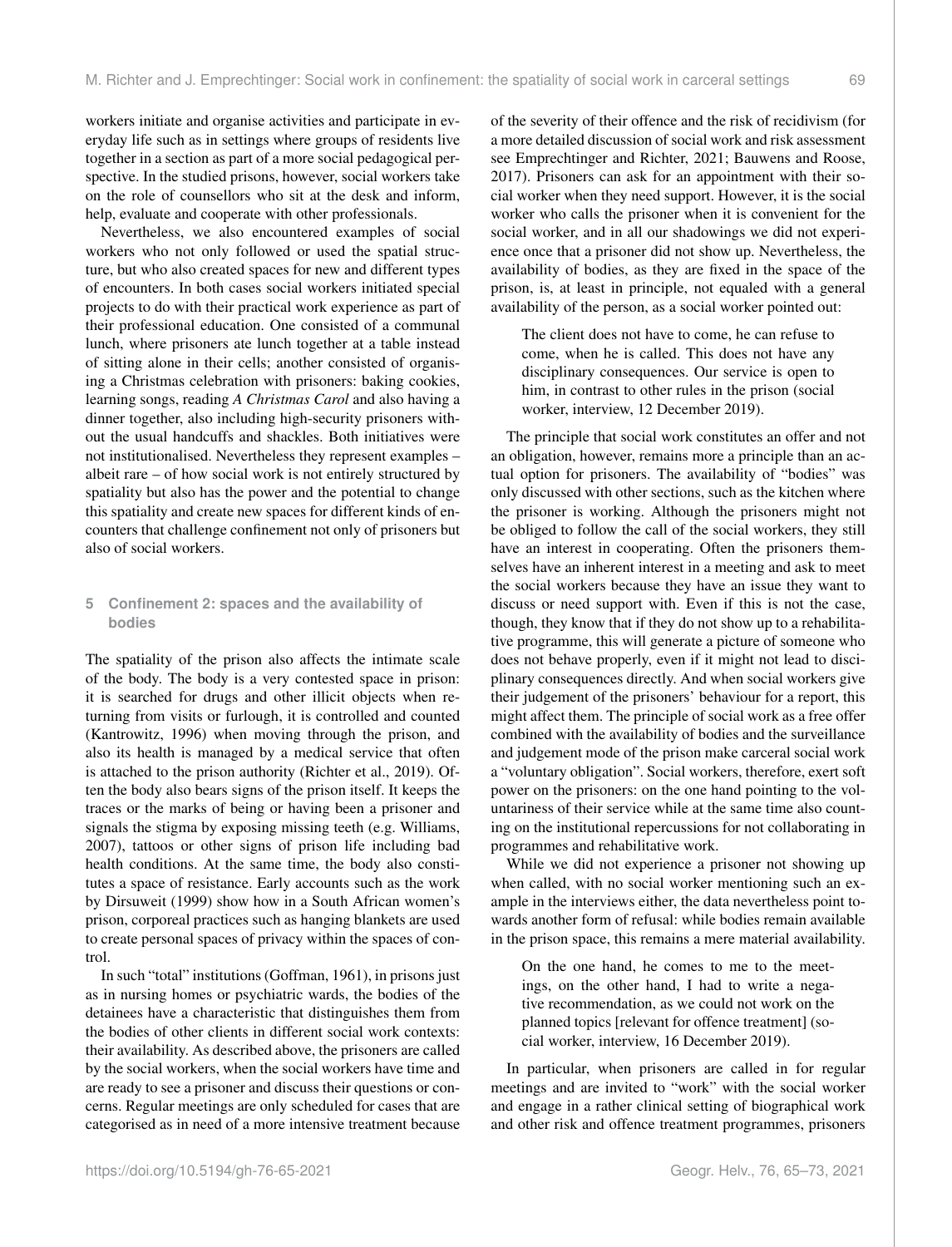workers initiate and organise activities and participate in everyday life such as in settings where groups of residents live together in a section as part of a more social pedagogical perspective. In the studied prisons, however, social workers take on the role of counsellors who sit at the desk and inform, help, evaluate and cooperate with other professionals.

Nevertheless, we also encountered examples of social workers who not only followed or used the spatial structure, but who also created spaces for new and different types of encounters. In both cases social workers initiated special projects to do with their practical work experience as part of their professional education. One consisted of a communal lunch, where prisoners ate lunch together at a table instead of sitting alone in their cells; another consisted of organising a Christmas celebration with prisoners: baking cookies, learning songs, reading *A Christmas Carol* and also having a dinner together, also including high-security prisoners without the usual handcuffs and shackles. Both initiatives were not institutionalised. Nevertheless they represent examples – albeit rare – of how social work is not entirely structured by spatiality but also has the power and the potential to change this spatiality and create new spaces for different kinds of encounters that challenge confinement not only of prisoners but also of social workers.

## 5 Confinement 2: spaces and the availability of bodies

The spatiality of the prison also affects the intimate scale of the body. The body is a very contested space in prison: it is searched for drugs and other illicit objects when returning from visits or furlough, it is controlled and counted (Kantrowitz, 1996) when moving through the prison, and also its health is managed by a medical service that often is attached to the prison authority (Richter et al., 2019). Often the body also bears signs of the prison itself. It keeps the traces or the marks of being or having been a prisoner and signals the stigma by exposing missing teeth (e.g. Williams, 2007), tattoos or other signs of prison life including bad health conditions. At the same time, the body also constitutes a space of resistance. Early accounts such as the work by Dirsuweit (1999) show how in a South African women's prison, corporeal practices such as hanging blankets are used to create personal spaces of privacy within the spaces of control.

In such "total" institutions (Goffman, 1961), in prisons just as in nursing homes or psychiatric wards, the bodies of the detainees have a characteristic that distinguishes them from the bodies of other clients in different social work contexts: their availability. As described above, the prisoners are called by the social workers, when the social workers have time and are ready to see a prisoner and discuss their questions or concerns. Regular meetings are only scheduled for cases that are categorised as in need of a more intensive treatment because of the severity of their offence and the risk of recidivism (for a more detailed discussion of social work and risk assessment see Emprechtinger and Richter, 2021; Bauwens and Roose, 2017). Prisoners can ask for an appointment with their social worker when they need support. However, it is the social worker who calls the prisoner when it is convenient for the social worker, and in all our shadowings we did not experience once that a prisoner did not show up. Nevertheless, the availability of bodies, as they are fixed in the space of the prison, is, at least in principle, not equaled with a general availability of the person, as a social worker pointed out:

> The client does not have to come, he can refuse to come, when he is called. This does not have any disciplinary consequences. Our service is open to him, in contrast to other rules in the prison (social worker, interview, 12 December 2019).

The principle that social work constitutes an offer and not an obligation, however, remains more a principle than an actual option for prisoners. The availability of "bodies" was only discussed with other sections, such as the kitchen where the prisoner is working. Although the prisoners might not be obliged to follow the call of the social workers, they still have an interest in cooperating. Often the prisoners themselves have an inherent interest in a meeting and ask to meet the social workers because they have an issue they want to discuss or need support with. Even if this is not the case, though, they know that if they do not show up to a rehabilitative programme, this will generate a picture of someone who does not behave properly, even if it might not lead to disciplinary consequences directly. And when social workers give their judgement of the prisoners' behaviour for a report, this might affect them. The principle of social work as a free offer combined with the availability of bodies and the surveillance and judgement mode of the prison make carceral social work a "voluntary obligation". Social workers, therefore, exert soft power on the prisoners: on the one hand pointing to the voluntariness of their service while at the same time also counting on the institutional repercussions for not collaborating in programmes and rehabilitative work.

While we did not experience a prisoner not showing up when called, with no social worker mentioning such an example in the interviews either, the data nevertheless point towards another form of refusal: while bodies remain available in the prison space, this remains a mere material availability.

> On the one hand, he comes to me to the meetings, on the other hand, I had to write a negative recommendation, as we could not work on the planned topics [relevant for offence treatment] (social worker, interview, 16 December 2019).

In particular, when prisoners are called in for regular meetings and are invited to "work" with the social worker and engage in a rather clinical setting of biographical work and other risk and offence treatment programmes, prisoners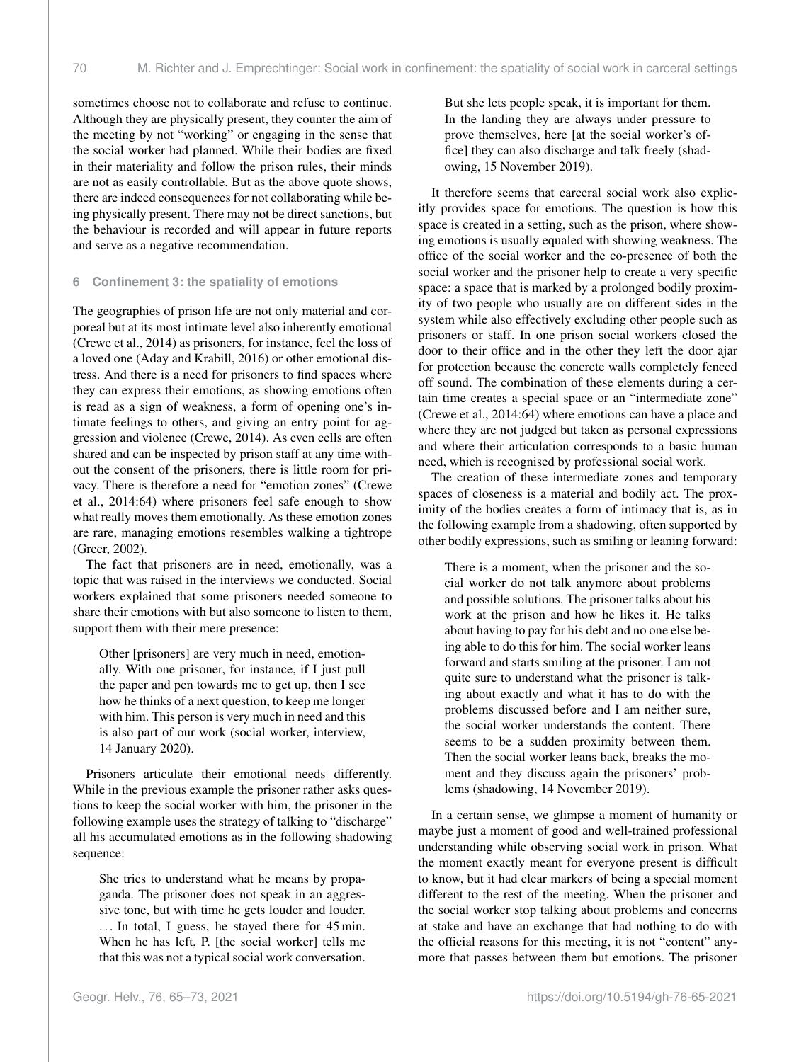sometimes choose not to collaborate and refuse to continue. Although they are physically present, they counter the aim of the meeting by not "working" or engaging in the sense that the social worker had planned. While their bodies are fixed in their materiality and follow the prison rules, their minds are not as easily controllable. But as the above quote shows, there are indeed consequences for not collaborating while being physically present. There may not be direct sanctions, but the behaviour is recorded and will appear in future reports and serve as a negative recommendation.

## 6 Confinement 3: the spatiality of emotions

The geographies of prison life are not only material and corporeal but at its most intimate level also inherently emotional (Crewe et al., 2014) as prisoners, for instance, feel the loss of a loved one (Aday and Krabill, 2016) or other emotional distress. And there is a need for prisoners to find spaces where they can express their emotions, as showing emotions often is read as a sign of weakness, a form of opening one's intimate feelings to others, and giving an entry point for aggression and violence (Crewe, 2014). As even cells are often shared and can be inspected by prison staff at any time without the consent of the prisoners, there is little room for privacy. There is therefore a need for "emotion zones" (Crewe et al., 2014:64) where prisoners feel safe enough to show what really moves them emotionally. As these emotion zones are rare, managing emotions resembles walking a tightrope (Greer, 2002).

The fact that prisoners are in need, emotionally, was a topic that was raised in the interviews we conducted. Social workers explained that some prisoners needed someone to share their emotions with but also someone to listen to them, support them with their mere presence:

> Other [prisoners] are very much in need, emotionally. With one prisoner, for instance, if I just pull the paper and pen towards me to get up, then I see how he thinks of a next question, to keep me longer with him. This person is very much in need and this is also part of our work (social worker, interview, 14 January 2020).

Prisoners articulate their emotional needs differently. While in the previous example the prisoner rather asks questions to keep the social worker with him, the prisoner in the following example uses the strategy of talking to "discharge" all his accumulated emotions as in the following shadowing sequence:

> She tries to understand what he means by propaganda. The prisoner does not speak in an aggressive tone, but with time he gets louder and louder. ... In total, I guess, he stayed there for 45 min. When he has left, P. [the social worker] tells me that this was not a typical social work conversation. But she lets people speak, it is important for them. In the landing they are always under pressure to prove themselves, here [at the social worker's office] they can also discharge and talk freely (shadowing, 15 November 2019).

It therefore seems that carceral social work also explicitly provides space for emotions. The question is how this space is created in a setting, such as the prison, where showing emotions is usually equaled with showing weakness. The office of the social worker and the co-presence of both the social worker and the prisoner help to create a very specific space: a space that is marked by a prolonged bodily proximity of two people who usually are on different sides in the system while also effectively excluding other people such as prisoners or staff. In one prison social workers closed the door to their office and in the other they left the door ajar for protection because the concrete walls completely fenced off sound. The combination of these elements during a certain time creates a special space or an "intermediate zone" (Crewe et al., 2014:64) where emotions can have a place and where they are not judged but taken as personal expressions and where their articulation corresponds to a basic human need, which is recognised by professional social work.

The creation of these intermediate zones and temporary spaces of closeness is a material and bodily act. The proximity of the bodies creates a form of intimacy that is, as in the following example from a shadowing, often supported by other bodily expressions, such as smiling or leaning forward:

> There is a moment, when the prisoner and the social worker do not talk anymore about problems and possible solutions. The prisoner talks about his work at the prison and how he likes it. He talks about having to pay for his debt and no one else being able to do this for him. The social worker leans forward and starts smiling at the prisoner. I am not quite sure to understand what the prisoner is talking about exactly and what it has to do with the problems discussed before and I am neither sure, the social worker understands the content. There seems to be a sudden proximity between them. Then the social worker leans back, breaks the moment and they discuss again the prisoners' problems (shadowing, 14 November 2019).

In a certain sense, we glimpse a moment of humanity or maybe just a moment of good and well-trained professional understanding while observing social work in prison. What the moment exactly meant for everyone present is difficult to know, but it had clear markers of being a special moment different to the rest of the meeting. When the prisoner and the social worker stop talking about problems and concerns at stake and have an exchange that had nothing to do with the official reasons for this meeting, it is not "content" anymore that passes between them but emotions. The prisoner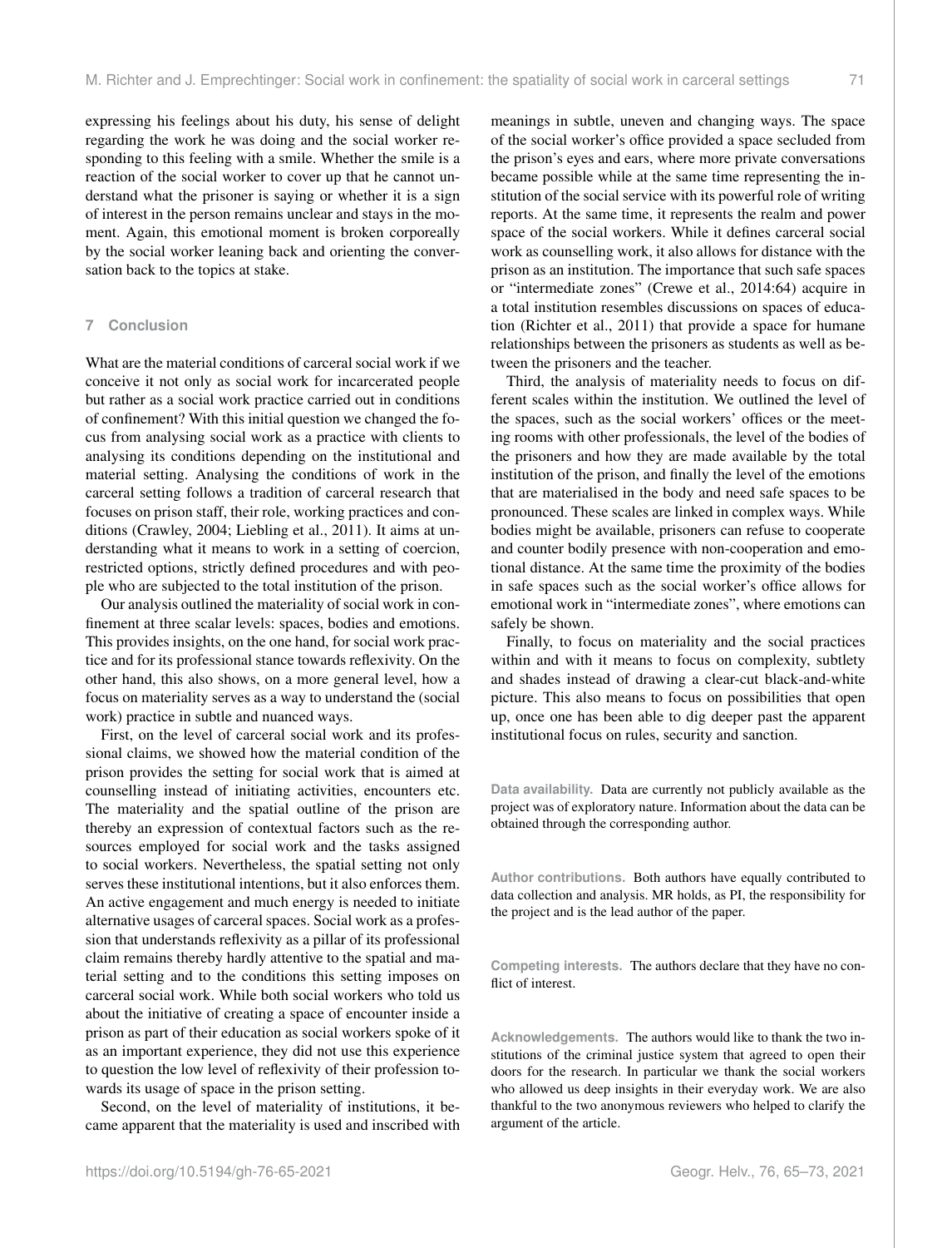expressing his feelings about his duty, his sense of delight regarding the work he was doing and the social worker responding to this feeling with a smile. Whether the smile is a reaction of the social worker to cover up that he cannot understand what the prisoner is saying or whether it is a sign of interest in the person remains unclear and stays in the moment. Again, this emotional moment is broken corporeally by the social worker leaning back and orienting the conversation back to the topics at stake.

## 7 Conclusion

What are the material conditions of carceral social work if we conceive it not only as social work for incarcerated people but rather as a social work practice carried out in conditions of confinement? With this initial question we changed the focus from analysing social work as a practice with clients to analysing its conditions depending on the institutional and material setting. Analysing the conditions of work in the carceral setting follows a tradition of carceral research that focuses on prison staff, their role, working practices and conditions (Crawley, 2004; Liebling et al., 2011). It aims at understanding what it means to work in a setting of coercion, restricted options, strictly defined procedures and with people who are subjected to the total institution of the prison.

Our analysis outlined the materiality of social work in confinement at three scalar levels: spaces, bodies and emotions. This provides insights, on the one hand, for social work practice and for its professional stance towards reflexivity. On the other hand, this also shows, on a more general level, how a focus on materiality serves as a way to understand the (social work) practice in subtle and nuanced ways.

First, on the level of carceral social work and its professional claims, we showed how the material condition of the prison provides the setting for social work that is aimed at counselling instead of initiating activities, encounters etc. The materiality and the spatial outline of the prison are thereby an expression of contextual factors such as the resources employed for social work and the tasks assigned to social workers. Nevertheless, the spatial setting not only serves these institutional intentions, but it also enforces them. An active engagement and much energy is needed to initiate alternative usages of carceral spaces. Social work as a profession that understands reflexivity as a pillar of its professional claim remains thereby hardly attentive to the spatial and material setting and to the conditions this setting imposes on carceral social work. While both social workers who told us about the initiative of creating a space of encounter inside a prison as part of their education as social workers spoke of it as an important experience, they did not use this experience to question the low level of reflexivity of their profession towards its usage of space in the prison setting.

Second, on the level of materiality of institutions, it became apparent that the materiality is used and inscribed with meanings in subtle, uneven and changing ways. The space of the social worker's office provided a space secluded from the prison's eyes and ears, where more private conversations became possible while at the same time representing the institution of the social service with its powerful role of writing reports. At the same time, it represents the realm and power space of the social workers. While it defines carceral social work as counselling work, it also allows for distance with the prison as an institution. The importance that such safe spaces or "intermediate zones" (Crewe et al., 2014:64) acquire in a total institution resembles discussions on spaces of education (Richter et al., 2011) that provide a space for humane relationships between the prisoners as students as well as between the prisoners and the teacher.

Third, the analysis of materiality needs to focus on different scales within the institution. We outlined the level of the spaces, such as the social workers' offices or the meeting rooms with other professionals, the level of the bodies of the prisoners and how they are made available by the total institution of the prison, and finally the level of the emotions that are materialised in the body and need safe spaces to be pronounced. These scales are linked in complex ways. While bodies might be available, prisoners can refuse to cooperate and counter bodily presence with non-cooperation and emotional distance. At the same time the proximity of the bodies in safe spaces such as the social worker's office allows for emotional work in "intermediate zones", where emotions can safely be shown.

Finally, to focus on materiality and the social practices within and with it means to focus on complexity, subtlety and shades instead of drawing a clear-cut black-and-white picture. This also means to focus on possibilities that open up, once one has been able to dig deeper past the apparent institutional focus on rules, security and sanction.

**Data availability.** Data are currently not publicly available as the project was of exploratory nature. Information about the data can be obtained through the corresponding author.

**Author contributions.** Both authors have equally contributed to data collection and analysis. MR holds, as PI, the responsibility for the project and is the lead author of the paper.

**Competing interests.** The authors declare that they have no conflict of interest.

**Acknowledgements.** The authors would like to thank the two institutions of the criminal justice system that agreed to open their doors for the research. In particular we thank the social workers who allowed us deep insights in their everyday work. We are also thankful to the two anonymous reviewers who helped to clarify the argument of the article.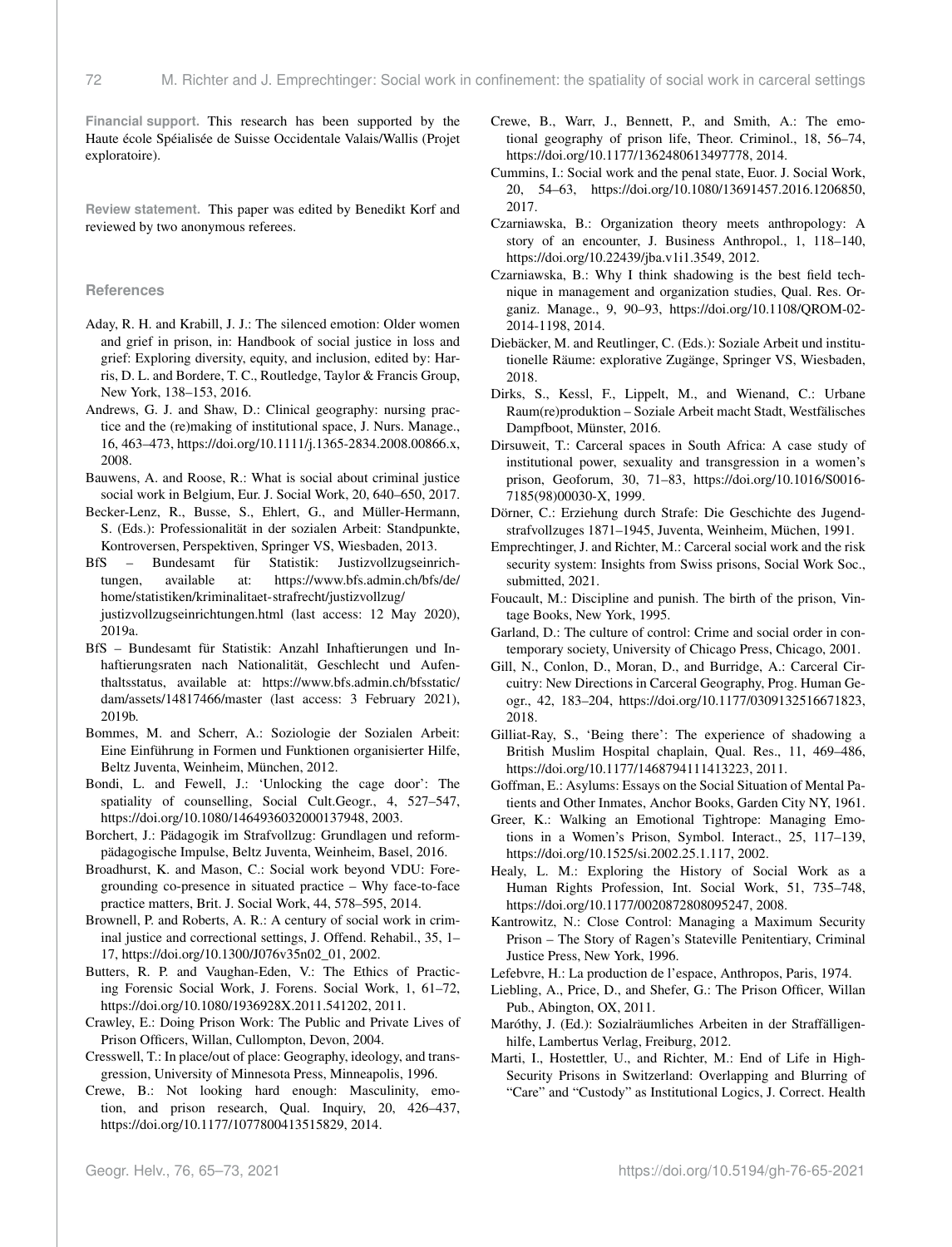**Financial support.** This research has been supported by the Haute école Spéialisée de Suisse Occidentale Valais/Wallis (Projet exploratoire).

**Review statement.** This paper was edited by Benedikt Korf and reviewed by two anonymous referees.

## References

Aday, R. H. and Krabill, J. J.: The silenced emotion: Older women and grief in prison, in: Handbook of social justice in loss and grief: Exploring diversity, equity, and inclusion, edited by: Harris, D. L. and Bordere, T. C., Routledge, Taylor & Francis Group, New York, 138–153, 2016.

Andrews, G. J. and Shaw, D.: Clinical geography: nursing practice and the (re)making of institutional space, J. Nurs. Manage., 16, 463–473, https://doi.org/10.1111/j.1365-2834.2008.00866.x, 2008.

Bauwens, A. and Roose, R.: What is social about criminal justice social work in Belgium, Eur. J. Social Work, 20, 640–650, 2017.

Becker-Lenz, R., Busse, S., Ehlert, G., and Müller-Hermann, S. (Eds.): Professionalität in der sozialen Arbeit: Standpunkte, Kontroversen, Perspektiven, Springer VS, Wiesbaden, 2013.

BfS – Bundesamt für Statistik: Justizvollzugseinrichtungen, available at: https://www.bfs.admin.ch/bfs/de/home/statistiken/kriminalitaet-strafrecht/justizvollzug/justizvollzugseinrichtungen.html (last access: 12 May 2020), 2019a.

BfS – Bundesamt für Statistik: Anzahl Inhaftierungen und Inhaftierungsraten nach Nationalität, Geschlecht und Aufenthaltsstatus, available at: https://www.bfs.admin.ch/bfsstatic/dam/assets/14817466/master (last access: 3 February 2021), 2019b.

Bommes, M. and Scherr, A.: Soziologie der Sozialen Arbeit: Eine Einführung in Formen und Funktionen organisierter Hilfe, Beltz Juventa, Weinheim, München, 2012.

Bondi, L. and Fewell, J.: 'Unlocking the cage door': The spatiality of counselling, Social Cult.Geogr., 4, 527–547, https://doi.org/10.1080/1464936032000137948, 2003.

Borchert, J.: Pädagogik im Strafvollzug: Grundlagen und reformpädagogische Impulse, Beltz Juventa, Weinheim, Basel, 2016.

Broadhurst, K. and Mason, C.: Social work beyond VDU: Foregrounding co-presence in situated practice – Why face-to-face practice matters, Brit. J. Social Work, 44, 578–595, 2014.

Brownell, P. and Roberts, A. R.: A century of social work in criminal justice and correctional settings, J. Offend. Rehabil., 35, 1–17, https://doi.org/10.1300/J076v35n02_01, 2002.

Butters, R. P. and Vaughan-Eden, V.: The Ethics of Practicing Forensic Social Work, J. Forens. Social Work, 1, 61–72, https://doi.org/10.1080/1936928X.2011.541202, 2011.

Crawley, E.: Doing Prison Work: The Public and Private Lives of Prison Officers, Willan, Cullompton, Devon, 2004.

Cresswell, T.: In place/out of place: Geography, ideology, and transgression, University of Minnesota Press, Minneapolis, 1996.

Crewe, B.: Not looking hard enough: Masculinity, emotion, and prison research, Qual. Inquiry, 20, 426–437, https://doi.org/10.1177/1077800413515829, 2014.

Crewe, B., Warr, J., Bennett, P., and Smith, A.: The emotional geography of prison life, Theor. Criminol., 18, 56–74, https://doi.org/10.1177/1362480613497778, 2014.

Cummins, I.: Social work and the penal state, Euor. J. Social Work, 20, 54–63, https://doi.org/10.1080/13691457.2016.1206850, 2017.

Czarniawska, B.: Organization theory meets anthropology: A story of an encounter, J. Business Anthropol., 1, 118–140, https://doi.org/10.22439/jba.v1i1.3549, 2012.

Czarniawska, B.: Why I think shadowing is the best field technique in management and organization studies, Qual. Res. Organiz. Manage., 9, 90–93, https://doi.org/10.1108/QROM-02-2014-1198, 2014.

Diebäcker, M. and Reutlinger, C. (Eds.): Soziale Arbeit und institutionelle Räume: explorative Zugänge, Springer VS, Wiesbaden, 2018.

Dirks, S., Kessl, F., Lippelt, M., and Wienand, C.: Urbane Raum(re)produktion – Soziale Arbeit macht Stadt, Westfälisches Dampfboot, Münster, 2016.

Dirsuweit, T.: Carceral spaces in South Africa: A case study of institutional power, sexuality and transgression in a women's prison, Geoforum, 30, 71–83, https://doi.org/10.1016/S0016-7185(98)00030-X, 1999.

Dörner, C.: Erziehung durch Strafe: Die Geschichte des Jugendstrafvollzuges 1871–1945, Juventa, Weinheim, Müchen, 1991.

Emprechtinger, J. and Richter, M.: Carceral social work and the risk security system: Insights from Swiss prisons, Social Work Soc., submitted, 2021.

Foucault, M.: Discipline and punish. The birth of the prison, Vintage Books, New York, 1995.

Garland, D.: The culture of control: Crime and social order in contemporary society, University of Chicago Press, Chicago, 2001.

Gill, N., Conlon, D., Moran, D., and Burridge, A.: Carceral Circuitry: New Directions in Carceral Geography, Prog. Human Geogr., 42, 183–204, https://doi.org/10.1177/0309132516671823, 2018.

Gilliat-Ray, S., 'Being there': The experience of shadowing a British Muslim Hospital chaplain, Qual. Res., 11, 469–486, https://doi.org/10.1177/1468794111413223, 2011.

Goffman, E.: Asylums: Essays on the Social Situation of Mental Patients and Other Inmates, Anchor Books, Garden City NY, 1961.

Greer, K.: Walking an Emotional Tightrope: Managing Emotions in a Women's Prison, Symbol. Interact., 25, 117–139, https://doi.org/10.1525/si.2002.25.1.117, 2002.

Healy, L. M.: Exploring the History of Social Work as a Human Rights Profession, Int. Social Work, 51, 735–748, https://doi.org/10.1177/0020872808095247, 2008.

Kantrowitz, N.: Close Control: Managing a Maximum Security Prison – The Story of Ragen's Stateville Penitentiary, Criminal Justice Press, New York, 1996.

Lefebvre, H.: La production de l'espace, Anthropos, Paris, 1974.

Liebling, A., Price, D., and Shefer, G.: The Prison Officer, Willan Pub., Abington, OX, 2011.

Maróthy, J. (Ed.): Sozialräumliches Arbeiten in der Straffälligenhilfe, Lambertus Verlag, Freiburg, 2012.

Marti, I., Hostettler, U., and Richter, M.: End of Life in High-Security Prisons in Switzerland: Overlapping and Blurring of "Care" and "Custody" as Institutional Logics, J. Correct. Health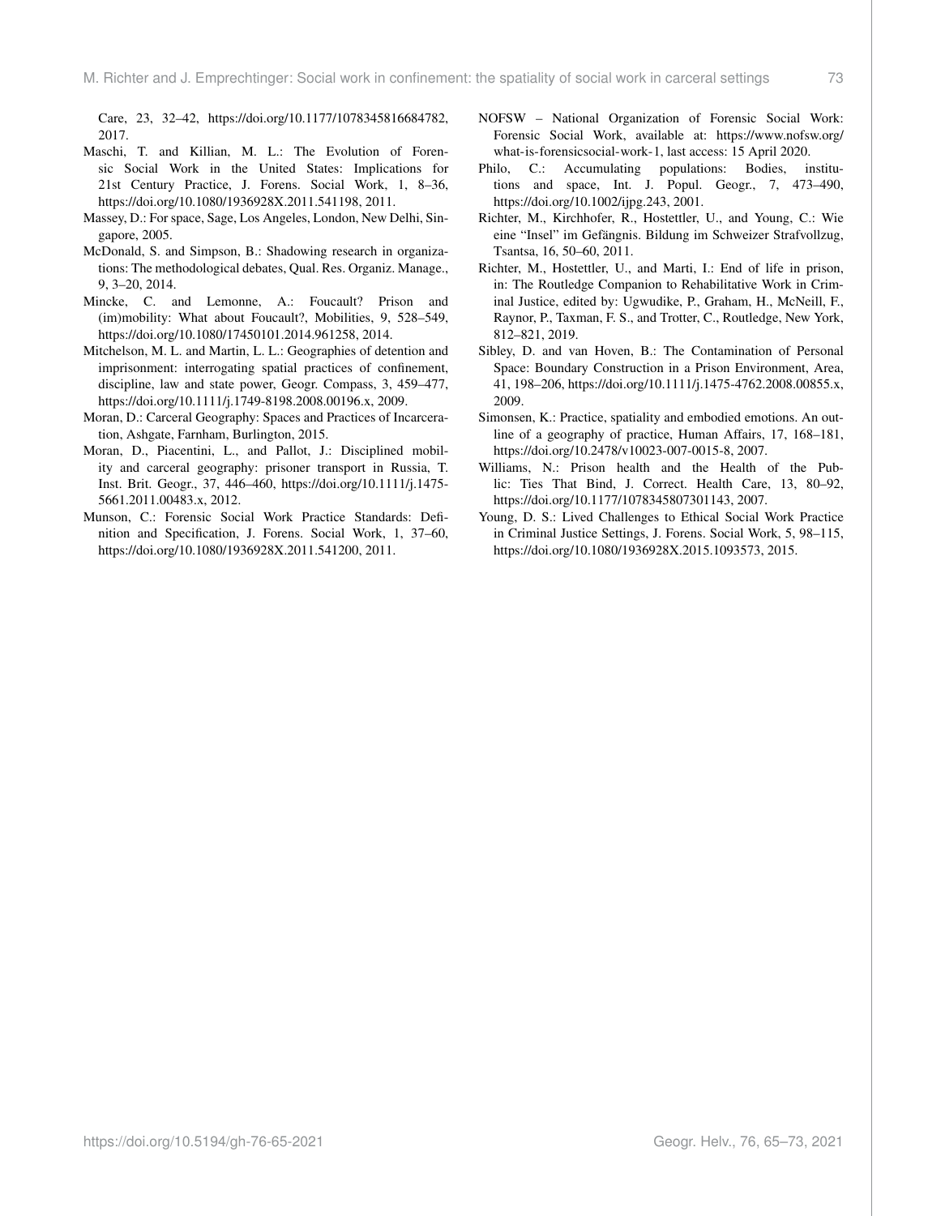Care, 23, 32–42, https://doi.org/10.1177/1078345816684782, 2017.

Maschi, T. and Killian, M. L.: The Evolution of Forensic Social Work in the United States: Implications for 21st Century Practice, J. Forens. Social Work, 1, 8–36, https://doi.org/10.1080/1936928X.2011.541198, 2011.

Massey, D.: For space, Sage, Los Angeles, London, New Delhi, Singapore, 2005.

McDonald, S. and Simpson, B.: Shadowing research in organizations: The methodological debates, Qual. Res. Organiz. Manage., 9, 3–20, 2014.

Mincke, C. and Lemonne, A.: Foucault? Prison and (im)mobility: What about Foucault?, Mobilities, 9, 528–549, https://doi.org/10.1080/17450101.2014.961258, 2014.

Mitchelson, M. L. and Martin, L. L.: Geographies of detention and imprisonment: interrogating spatial practices of confinement, discipline, law and state power, Geogr. Compass, 3, 459–477, https://doi.org/10.1111/j.1749-8198.2008.00196.x, 2009.

Moran, D.: Carceral Geography: Spaces and Practices of Incarceration, Ashgate, Farnham, Burlington, 2015.

Moran, D., Piacentini, L., and Pallot, J.: Disciplined mobility and carceral geography: prisoner transport in Russia, T. Inst. Brit. Geogr., 37, 446–460, https://doi.org/10.1111/j.1475-5661.2011.00483.x, 2012.

Munson, C.: Forensic Social Work Practice Standards: Definition and Specification, J. Forens. Social Work, 1, 37–60, https://doi.org/10.1080/1936928X.2011.541200, 2011.

NOFSW – National Organization of Forensic Social Work: Forensic Social Work, available at: https://www.nofsw.org/what-is-forensicsocial-work-1, last access: 15 April 2020.

Philo, C.: Accumulating populations: Bodies, institutions and space, Int. J. Popul. Geogr., 7, 473–490, https://doi.org/10.1002/ijpg.243, 2001.

Richter, M., Kirchhofer, R., Hostettler, U., and Young, C.: Wie eine "Insel" im Gefängnis. Bildung im Schweizer Strafvollzug, Tsantsa, 16, 50–60, 2011.

Richter, M., Hostettler, U., and Marti, I.: End of life in prison, in: The Routledge Companion to Rehabilitative Work in Criminal Justice, edited by: Ugwudike, P., Graham, H., McNeill, F., Raynor, P., Taxman, F. S., and Trotter, C., Routledge, New York, 812–821, 2019.

Sibley, D. and van Hoven, B.: The Contamination of Personal Space: Boundary Construction in a Prison Environment, Area, 41, 198–206, https://doi.org/10.1111/j.1475-4762.2008.00855.x, 2009.

Simonsen, K.: Practice, spatiality and embodied emotions. An outline of a geography of practice, Human Affairs, 17, 168–181, https://doi.org/10.2478/v10023-007-0015-8, 2007.

Williams, N.: Prison health and the Health of the Public: Ties That Bind, J. Correct. Health Care, 13, 80–92, https://doi.org/10.1177/1078345807301143, 2007.

Young, D. S.: Lived Challenges to Ethical Social Work Practice in Criminal Justice Settings, J. Forens. Social Work, 5, 98–115, https://doi.org/10.1080/1936928X.2015.1093573, 2015.